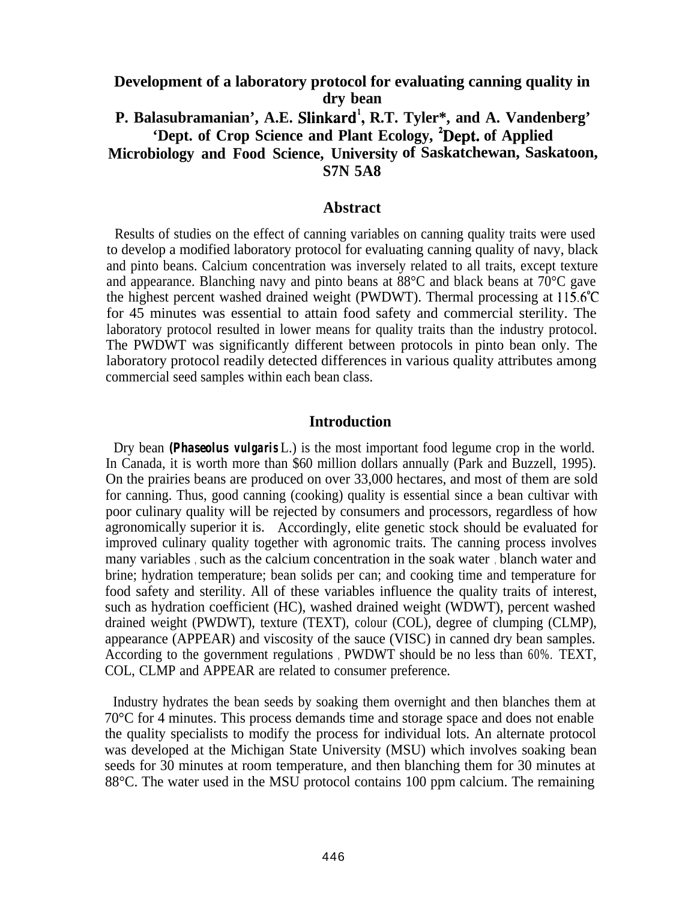# Development of a laboratory protocol for evaluating canning quality in dry bean

**P. Balasubramanian[1], A.E. Slinkard[1], R.T. Tyler[2], and A. Vandenberg[1]**
**[1]Dept. of Crop Science and Plant Ecology, [2]Dept. of Applied Microbiology and Food Science, University of Saskatchewan, Saskatoon, S7N 5A8**

## Abstract

Results of studies on the effect of canning variables on canning quality traits were used to develop a modified laboratory protocol for evaluating canning quality of navy, black and pinto beans. Calcium concentration was inversely related to all traits, except texture and appearance. Blanching navy and pinto beans at 88°C and black beans at 70°C gave the highest percent washed drained weight (PWDWT). Thermal processing at 115.6°C for 45 minutes was essential to attain food safety and commercial sterility. The laboratory protocol resulted in lower means for quality traits than the industry protocol. The PWDWT was significantly different between protocols in pinto bean only. The laboratory protocol readily detected differences in various quality attributes among commercial seed samples within each bean class.

## Introduction

Dry bean (***Phaseolus vulgaris*** L.) is the most important food legume crop in the world. In Canada, it is worth more than $60 million dollars annually (Park and Buzzell, 1995). On the prairies beans are produced on over 33,000 hectares, and most of them are sold for canning. Thus, good canning (cooking) quality is essential since a bean cultivar with poor culinary quality will be rejected by consumers and processors, regardless of how agronomically superior it is. Accordingly, elite genetic stock should be evaluated for improved culinary quality together with agronomic traits. The canning process involves many variables, such as the calcium concentration in the soak water, blanch water and brine; hydration temperature; bean solids per can; and cooking time and temperature for food safety and sterility. All of these variables influence the quality traits of interest, such as hydration coefficient (HC), washed drained weight (WDWT), percent washed drained weight (PWDWT), texture (TEXT), colour (COL), degree of clumping (CLMP), appearance (APPEAR) and viscosity of the sauce (VISC) in canned dry bean samples. According to the government regulations, PWDWT should be no less than 60%. TEXT, COL, CLMP and APPEAR are related to consumer preference.

Industry hydrates the bean seeds by soaking them overnight and then blanches them at 70°C for 4 minutes. This process demands time and storage space and does not enable the quality specialists to modify the process for individual lots. An alternate protocol was developed at the Michigan State University (MSU) which involves soaking bean seeds for 30 minutes at room temperature, and then blanching them for 30 minutes at 88°C. The water used in the MSU protocol contains 100 ppm calcium. The remaining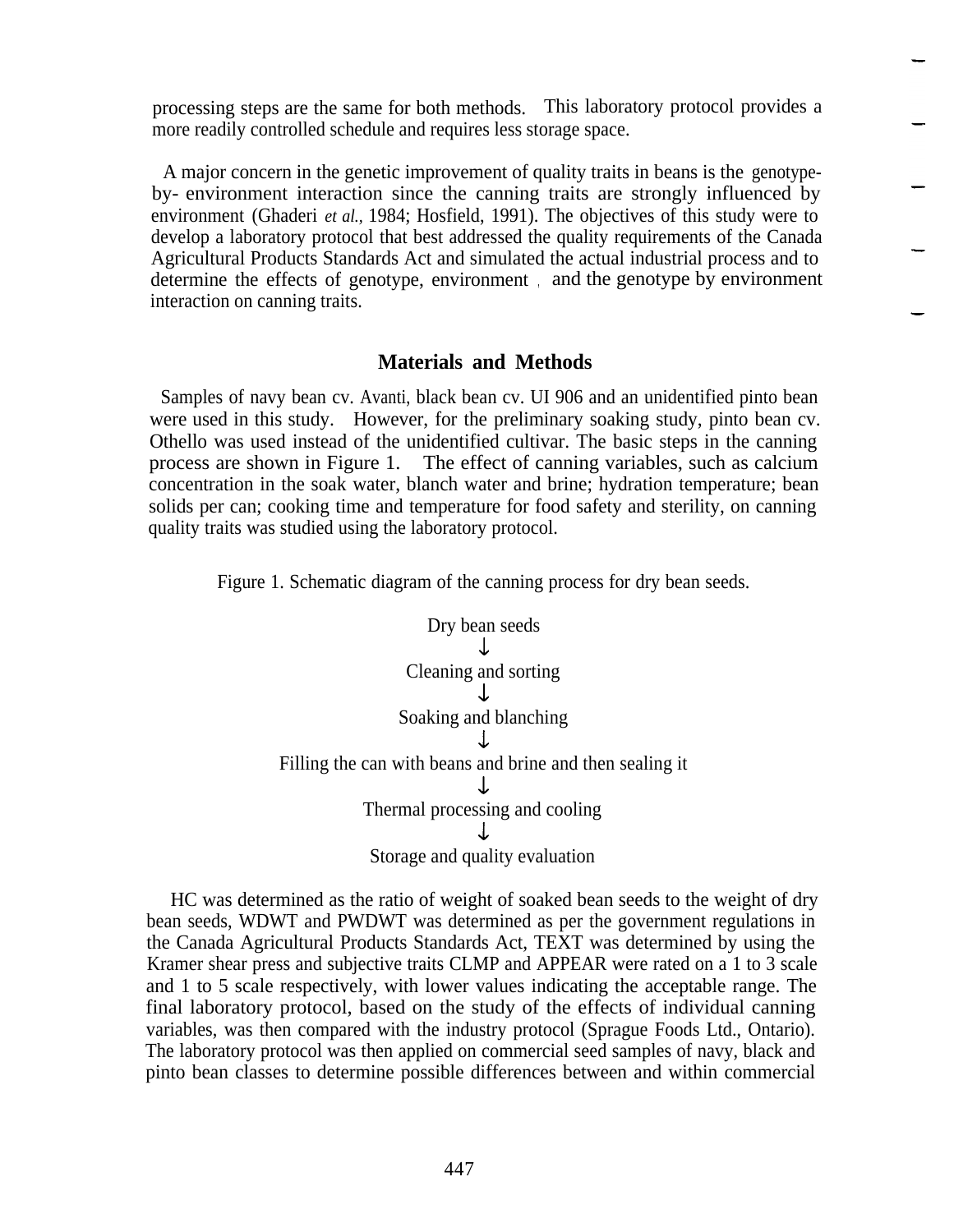processing steps are the same for both methods. This laboratory protocol provides a more readily controlled schedule and requires less storage space.

A major concern in the genetic improvement of quality traits in beans is the genotype-by- environment interaction since the canning traits are strongly influenced by environment (Ghaderi *et al.,* 1984; Hosfield, 1991). The objectives of this study were to develop a laboratory protocol that best addressed the quality requirements of the Canada Agricultural Products Standards Act and simulated the actual industrial process and to determine the effects of genotype, environment , and the genotype by environment interaction on canning traits.

## Materials and Methods

Samples of navy bean cv. Avanti, black bean cv. UI 906 and an unidentified pinto bean were used in this study. However, for the preliminary soaking study, pinto bean cv. Othello was used instead of the unidentified cultivar. The basic steps in the canning process are shown in Figure 1. The effect of canning variables, such as calcium concentration in the soak water, blanch water and brine; hydration temperature; bean solids per can; cooking time and temperature for food safety and sterility, on canning quality traits was studied using the laboratory protocol.

Figure 1. Schematic diagram of the canning process for dry bean seeds.

Dry bean seeds
↓
Cleaning and sorting
↓
Soaking and blanching
↓
Filling the can with beans and brine and then sealing it
↓
Thermal processing and cooling
↓
Storage and quality evaluation

HC was determined as the ratio of weight of soaked bean seeds to the weight of dry bean seeds, WDWT and PWDWT was determined as per the government regulations in the Canada Agricultural Products Standards Act, TEXT was determined by using the Kramer shear press and subjective traits CLMP and APPEAR were rated on a 1 to 3 scale and 1 to 5 scale respectively, with lower values indicating the acceptable range. The final laboratory protocol, based on the study of the effects of individual canning variables, was then compared with the industry protocol (Sprague Foods Ltd., Ontario). The laboratory protocol was then applied on commercial seed samples of navy, black and pinto bean classes to determine possible differences between and within commercial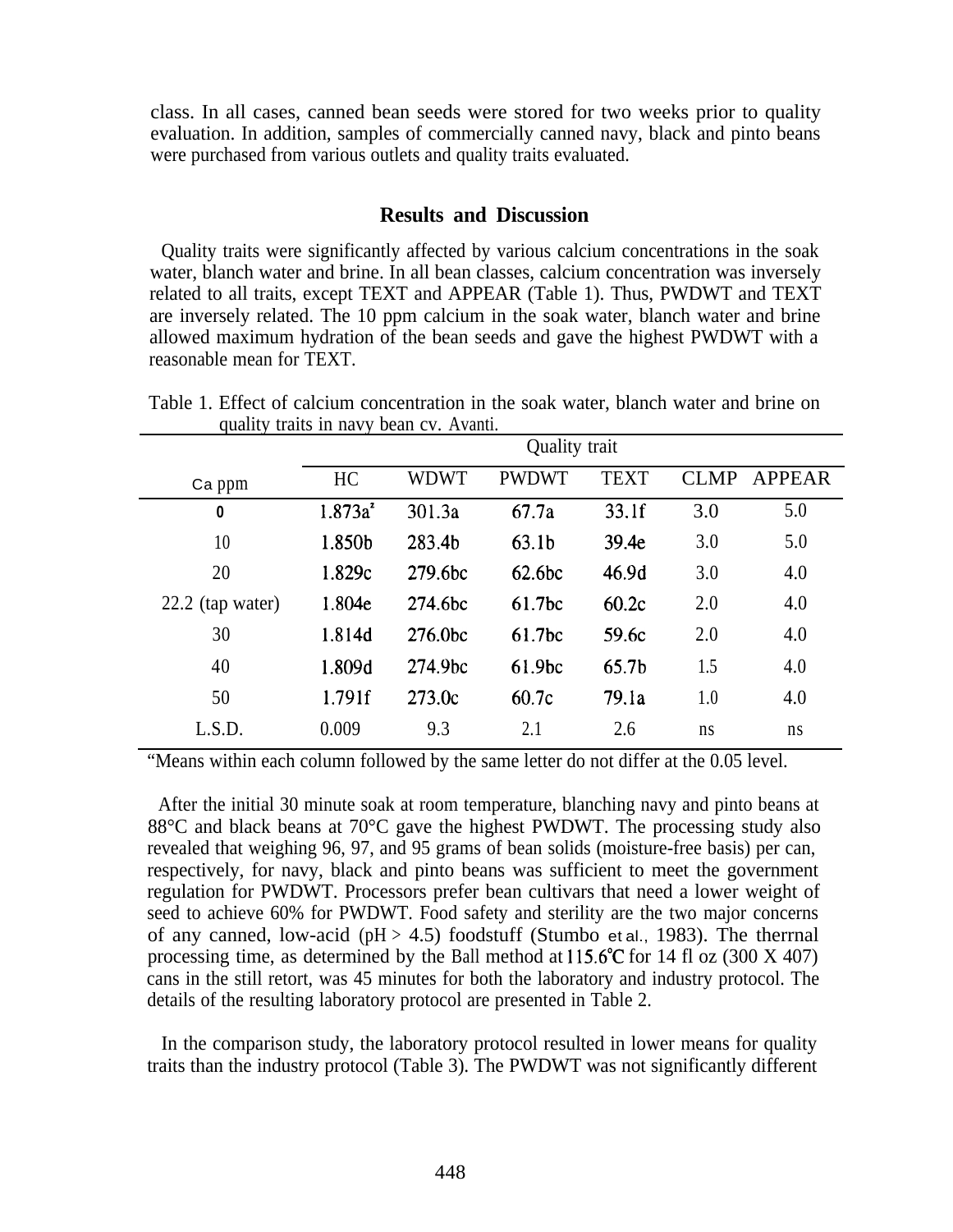class. In all cases, canned bean seeds were stored for two weeks prior to quality evaluation. In addition, samples of commercially canned navy, black and pinto beans were purchased from various outlets and quality traits evaluated.

## Results and Discussion

Quality traits were significantly affected by various calcium concentrations in the soak water, blanch water and brine. In all bean classes, calcium concentration was inversely related to all traits, except TEXT and APPEAR (Table 1). Thus, PWDWT and TEXT are inversely related. The 10 ppm calcium in the soak water, blanch water and brine allowed maximum hydration of the bean seeds and gave the highest PWDWT with a reasonable mean for TEXT.

Table 1. Effect of calcium concentration in the soak water, blanch water and brine on quality traits in navy bean cv. Avanti.

| | Quality trait | | | | | |
|---|---|---|---|---|---|---|
| Ca ppm | HC | WDWT | PWDWT | TEXT | CLMP | APPEAR |
| 0 | 1.873a[z] | 301.3a | 67.7a | 33.1f | 3.0 | 5.0 |
| 10 | 1.850b | 283.4b | 63.1b | 39.4e | 3.0 | 5.0 |
| 20 | 1.829c | 279.6bc | 62.6bc | 46.9d | 3.0 | 4.0 |
| 22.2 (tap water) | 1.804e | 274.6bc | 61.7bc | 60.2c | 2.0 | 4.0 |
| 30 | 1.814d | 276.0bc | 61.7bc | 59.6c | 2.0 | 4.0 |
| 40 | 1.809d | 274.9bc | 61.9bc | 65.7b | 1.5 | 4.0 |
| 50 | 1.791f | 273.0c | 60.7c | 79.1a | 1.0 | 4.0 |
| L.S.D. | 0.009 | 9.3 | 2.1 | 2.6 | ns | ns |

[z]Means within each column followed by the same letter do not differ at the 0.05 level.

After the initial 30 minute soak at room temperature, blanching navy and pinto beans at 88°C and black beans at 70°C gave the highest PWDWT. The processing study also revealed that weighing 96, 97, and 95 grams of bean solids (moisture-free basis) per can, respectively, for navy, black and pinto beans was sufficient to meet the government regulation for PWDWT. Processors prefer bean cultivars that need a lower weight of seed to achieve 60% for PWDWT. Food safety and sterility are the two major concerns of any canned, low-acid (pH > 4.5) foodstuff (Stumbo et al., 1983). The therrnal processing time, as determined by the Ball method at 115.6°C for 14 fl oz (300 X 407) cans in the still retort, was 45 minutes for both the laboratory and industry protocol. The details of the resulting laboratory protocol are presented in Table 2.

In the comparison study, the laboratory protocol resulted in lower means for quality traits than the industry protocol (Table 3). The PWDWT was not significantly different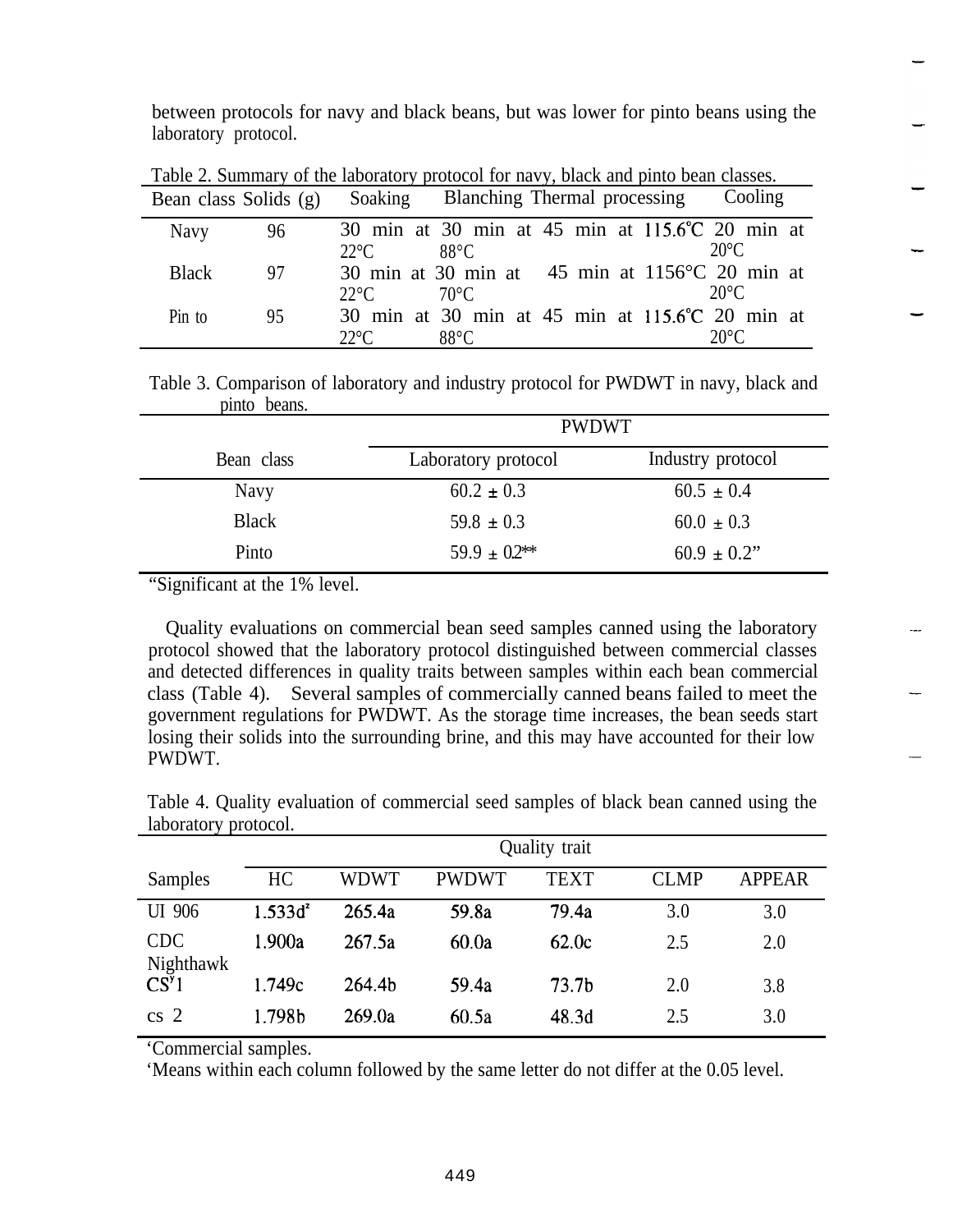between protocols for navy and black beans, but was lower for pinto beans using the laboratory protocol.

Table 2. Summary of the laboratory protocol for navy, black and pinto bean classes.

| Bean class | Solids (g) | Soaking | Blanching | Thermal processing | Cooling |
|---|---|---|---|---|---|
| Navy | 96 | 30 min at 22°C | 30 min at 88°C | 45 min at 115.6°C | 20 min at 20°C |
| Black | 97 | 30 min at 22°C | 30 min at 70°C | 45 min at 1156°C | 20 min at 20°C |
| Pin to | 95 | 30 min at 22°C | 30 min at 88°C | 45 min at 115.6°C | 20 min at 20°C |

Table 3. Comparison of laboratory and industry protocol for PWDWT in navy, black and pinto beans.

| Bean class | PWDWT | |
|---|---|---|
| | Laboratory protocol | Industry protocol |
| Navy | 60.2 ± 0.3 | 60.5 ± 0.4 |
| Black | 59.8 ± 0.3 | 60.0 ± 0.3 |
| Pinto | 59.9 ± 0.2** | 60.9 ± 0.2” |

“Significant at the 1% level.

Quality evaluations on commercial bean seed samples canned using the laboratory protocol showed that the laboratory protocol distinguished between commercial classes and detected differences in quality traits between samples within each bean commercial class (Table 4). Several samples of commercially canned beans failed to meet the government regulations for PWDWT. As the storage time increases, the bean seeds start losing their solids into the surrounding brine, and this may have accounted for their low PWDWT.

Table 4. Quality evaluation of commercial seed samples of black bean canned using the laboratory protocol.

| Samples | Quality trait | | | | | |
|---|---|---|---|---|---|---|
| | HC | WDWT | PWDWT | TEXT | CLMP | APPEAR |
| UI 906 | 1.533d[z] | 265.4a | 59.8a | 79.4a | 3.0 | 3.0 |
| CDC Nighthawk | 1.900a | 267.5a | 60.0a | 62.0c | 2.5 | 2.0 |
| CS[y]1 | 1.749c | 264.4b | 59.4a | 73.7b | 2.0 | 3.8 |
| cs 2 | 1.798b | 269.0a | 60.5a | 48.3d | 2.5 | 3.0 |

‘Commercial samples.

‘Means within each column followed by the same letter do not differ at the 0.05 level.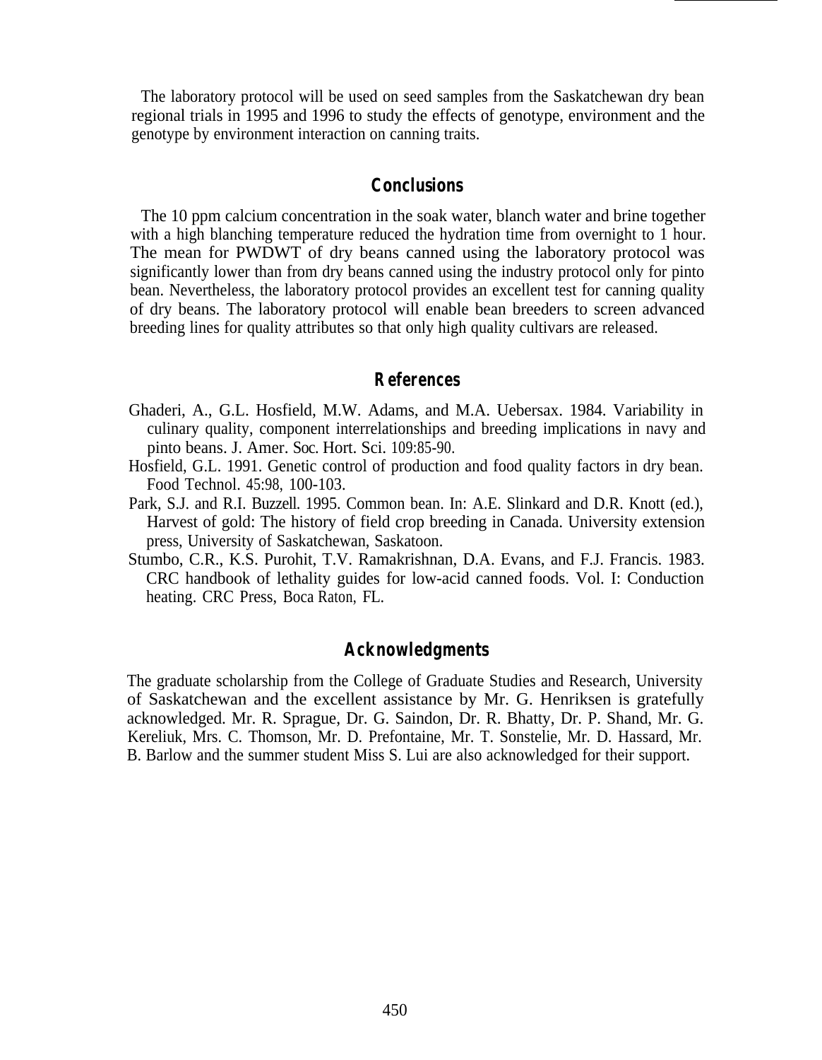The laboratory protocol will be used on seed samples from the Saskatchewan dry bean regional trials in 1995 and 1996 to study the effects of genotype, environment and the genotype by environment interaction on canning traits.

## Conclusions

The 10 ppm calcium concentration in the soak water, blanch water and brine together with a high blanching temperature reduced the hydration time from overnight to 1 hour. The mean for PWDWT of dry beans canned using the laboratory protocol was significantly lower than from dry beans canned using the industry protocol only for pinto bean. Nevertheless, the laboratory protocol provides an excellent test for canning quality of dry beans. The laboratory protocol will enable bean breeders to screen advanced breeding lines for quality attributes so that only high quality cultivars are released.

## References

Ghaderi, A., G.L. Hosfield, M.W. Adams, and M.A. Uebersax. 1984. Variability in culinary quality, component interrelationships and breeding implications in navy and pinto beans. J. Amer. Soc. Hort. Sci. 109:85-90.

Hosfield, G.L. 1991. Genetic control of production and food quality factors in dry bean. Food Technol. 45:98, 100-103.

Park, S.J. and R.I. Buzzell. 1995. Common bean. In: A.E. Slinkard and D.R. Knott (ed.), Harvest of gold: The history of field crop breeding in Canada. University extension press, University of Saskatchewan, Saskatoon.

Stumbo, C.R., K.S. Purohit, T.V. Ramakrishnan, D.A. Evans, and F.J. Francis. 1983. CRC handbook of lethality guides for low-acid canned foods. Vol. I: Conduction heating. CRC Press, Boca Raton, FL.

## Acknowledgments

The graduate scholarship from the College of Graduate Studies and Research, University of Saskatchewan and the excellent assistance by Mr. G. Henriksen is gratefully acknowledged. Mr. R. Sprague, Dr. G. Saindon, Dr. R. Bhatty, Dr. P. Shand, Mr. G. Kereliuk, Mrs. C. Thomson, Mr. D. Prefontaine, Mr. T. Sonstelie, Mr. D. Hassard, Mr. B. Barlow and the summer student Miss S. Lui are also acknowledged for their support.